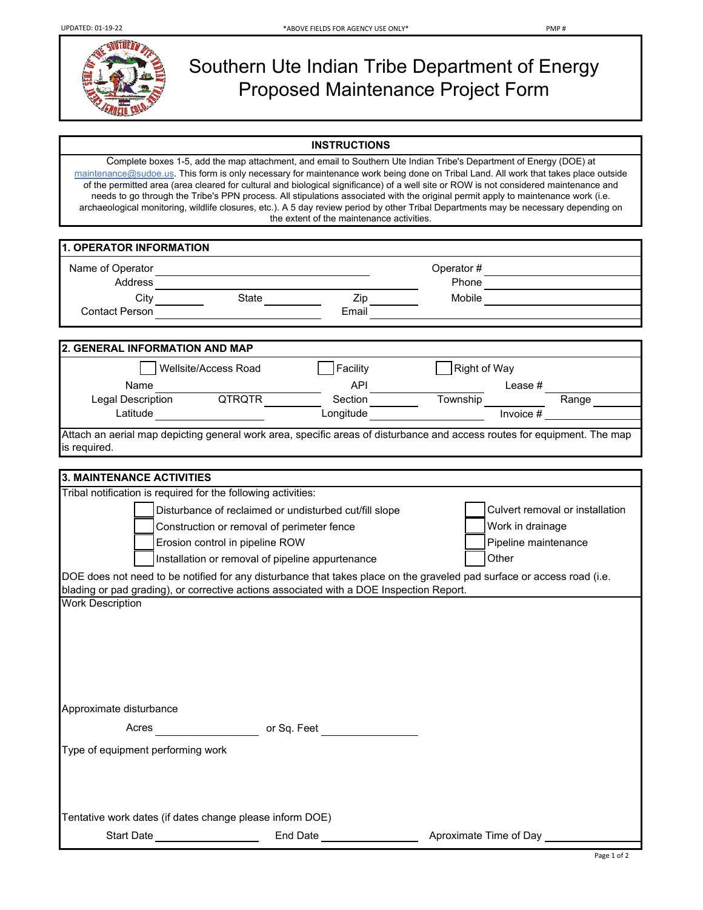UPDATED: 01-19-22 *ABOVE FIELDS FOR AGENCY USE ONLY* PMP #

# Southern Ute Indian Tribe Department of Energy Proposed Maintenance Project Form

## INSTRUCTIONS

Complete boxes 1-5, add the map attachment, and email to Southern Ute Indian Tribe's Department of Energy (DOE) at maintenance@sudoe.us. This form is only necessary for maintenance work being done on Tribal Land. All work that takes place outside of the permitted area (area cleared for cultural and biological significance) of a well site or ROW is not considered maintenance and needs to go through the Tribe's PPN process. All stipulations associated with the original permit apply to maintenance work (i.e. archaeological monitoring, wildlife closures, etc.). A 5 day review period by other Tribal Departments may be necessary depending on the extent of the maintenance activities.

## 1. OPERATOR INFORMATION

Name of Operator ____________________ Operator # ____________________

Address ____________________ Phone ____________________

City __________ State __________ Zip __________ Mobile ____________________

Contact Person ____________________ Email ____________________

## 2. GENERAL INFORMATION AND MAP

☐ Wellsite/Access Road ☐ Facility ☐ Right of Way

Name ____________________ API ____________________ Lease # ____________________

Legal Description QTRQTR __________ Section __________ Township __________ Range __________

Latitude ____________________ Longitude ____________________ Invoice # ____________________

Attach an aerial map depicting general work area, specific areas of disturbance and access routes for equipment. The map is required.

## 3. MAINTENANCE ACTIVITIES

Tribal notification is required for the following activities:

- ☐ Disturbance of reclaimed or undisturbed cut/fill slope
- ☐ Construction or removal of perimeter fence
- ☐ Erosion control in pipeline ROW
- ☐ Installation or removal of pipeline appurtenance
- ☐ Culvert removal or installation
- ☐ Work in drainage
- ☐ Pipeline maintenance
- ☐ Other

DOE does not need to be notified for any disturbance that takes place on the graveled pad surface or access road (i.e. blading or pad grading), or corrective actions associated with a DOE Inspection Report.

Work Description

Approximate disturbance

Acres ____________________ or Sq. Feet ____________________

Type of equipment performing work

Tentative work dates (if dates change please inform DOE)

Start Date ____________________ End Date ____________________ Aproximate Time of Day ____________________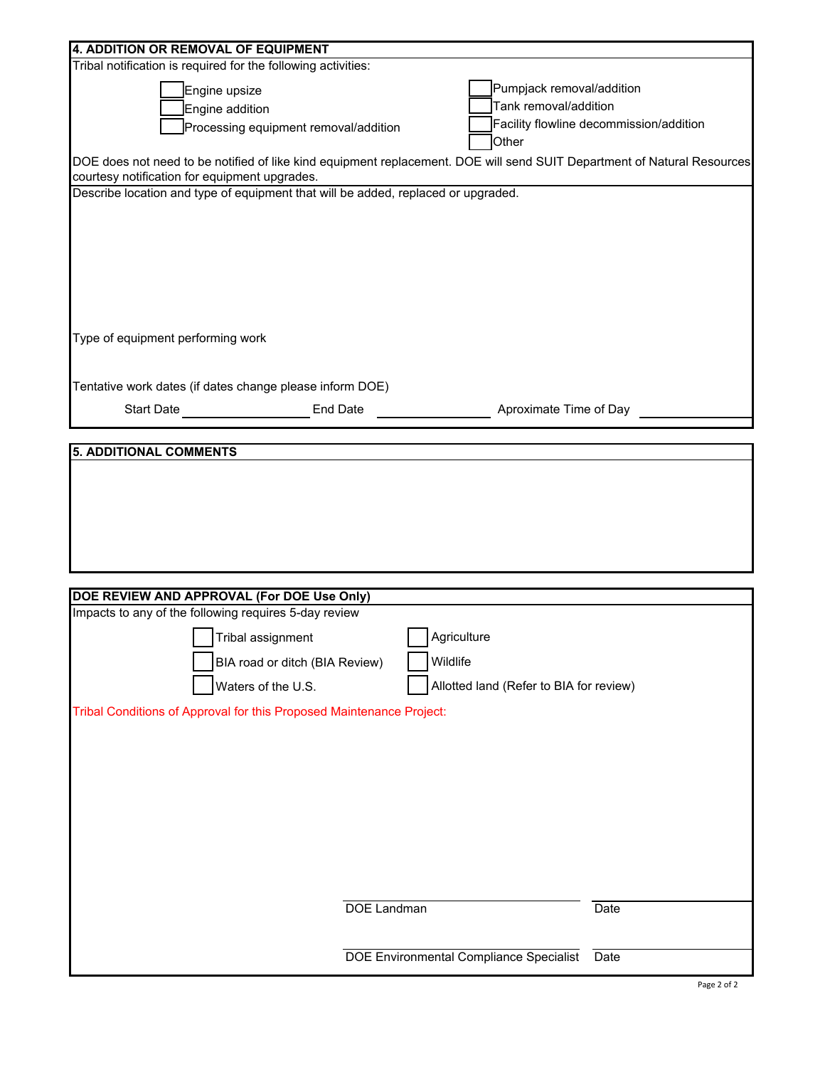## 4. ADDITION OR REMOVAL OF EQUIPMENT

Tribal notification is required for the following activities:

- ☐ Engine upsize
- ☐ Engine addition
- ☐ Processing equipment removal/addition
- ☐ Pumpjack removal/addition
- ☐ Tank removal/addition
- ☐ Facility flowline decommission/addition
- ☐ Other

DOE does not need to be notified of like kind equipment replacement. DOE will send SUIT Department of Natural Resources courtesy notification for equipment upgrades.

Describe location and type of equipment that will be added, replaced or upgraded.

Type of equipment performing work

Tentative work dates (if dates change please inform DOE)

Start Date ____________ End Date ____________ Aproximate Time of Day ____________

## 5. ADDITIONAL COMMENTS

## DOE REVIEW AND APPROVAL (For DOE Use Only)

Impacts to any of the following requires 5-day review

- ☐ Tribal assignment
- ☐ BIA road or ditch (BIA Review)
- ☐ Waters of the U.S.
- ☐ Agriculture
- ☐ Wildlife
- ☐ Allotted land (Refer to BIA for review)

Tribal Conditions of Approval for this Proposed Maintenance Project:

____________________ ____________
DOE Landman Date

____________________ ____________
DOE Environmental Compliance Specialist Date